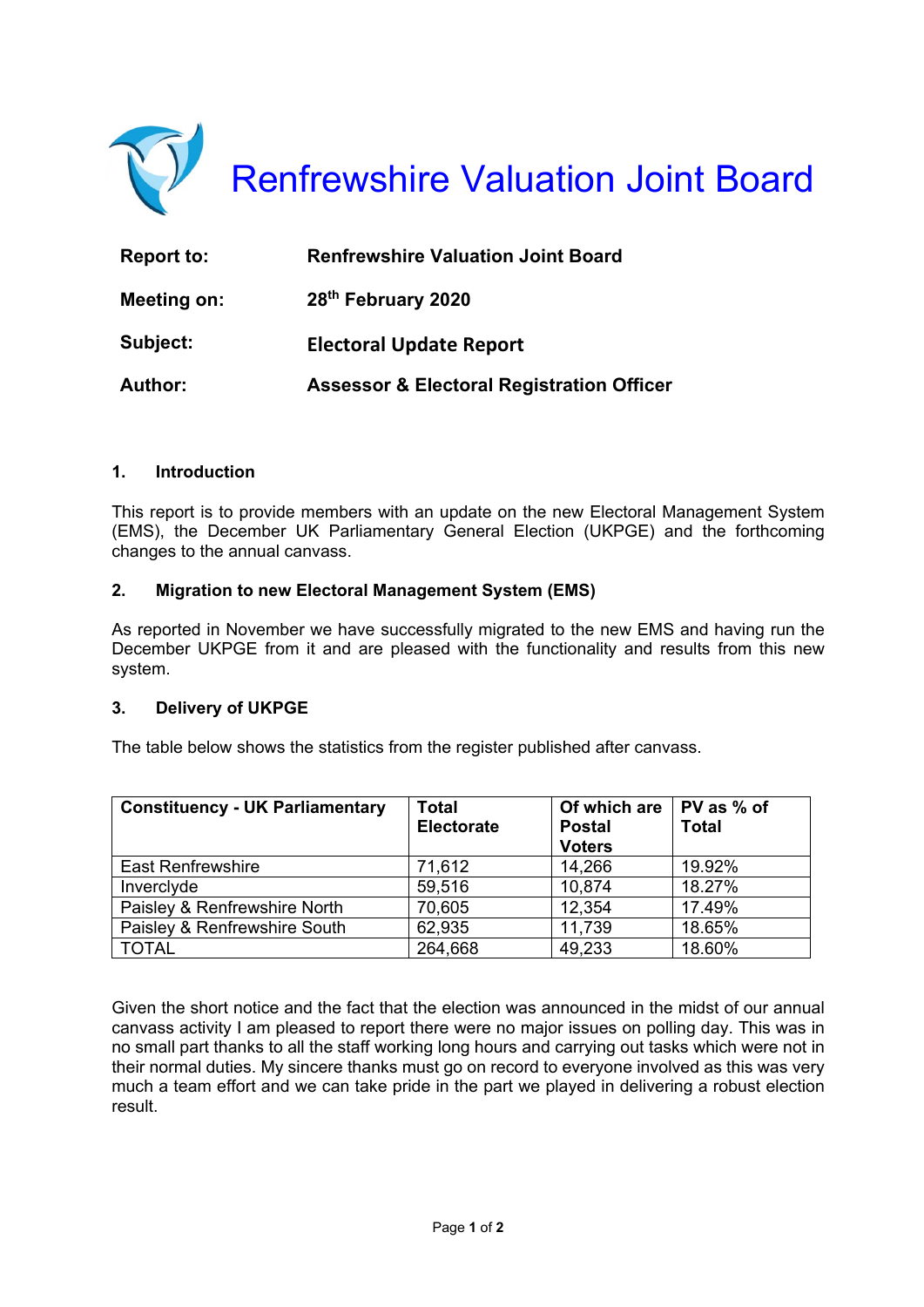# Renfrewshire Valuation Joint Board

**Report to:** **Renfrewshire Valuation Joint Board**

**Meeting on:** **28th February 2020**

**Subject:** **Electoral Update Report**

**Author:** **Assessor & Electoral Registration Officer**

## 1. Introduction

This report is to provide members with an update on the new Electoral Management System (EMS), the December UK Parliamentary General Election (UKPGE) and the forthcoming changes to the annual canvass.

## 2. Migration to new Electoral Management System (EMS)

As reported in November we have successfully migrated to the new EMS and having run the December UKPGE from it and are pleased with the functionality and results from this new system.

## 3. Delivery of UKPGE

The table below shows the statistics from the register published after canvass.

| Constituency - UK Parliamentary | Total Electorate | Of which are Postal Voters | PV as % of Total |
|---|---|---|---|
| East Renfrewshire | 71,612 | 14,266 | 19.92% |
| Inverclyde | 59,516 | 10,874 | 18.27% |
| Paisley & Renfrewshire North | 70,605 | 12,354 | 17.49% |
| Paisley & Renfrewshire South | 62,935 | 11,739 | 18.65% |
| TOTAL | 264,668 | 49,233 | 18.60% |

Given the short notice and the fact that the election was announced in the midst of our annual canvass activity I am pleased to report there were no major issues on polling day. This was in no small part thanks to all the staff working long hours and carrying out tasks which were not in their normal duties. My sincere thanks must go on record to everyone involved as this was very much a team effort and we can take pride in the part we played in delivering a robust election result.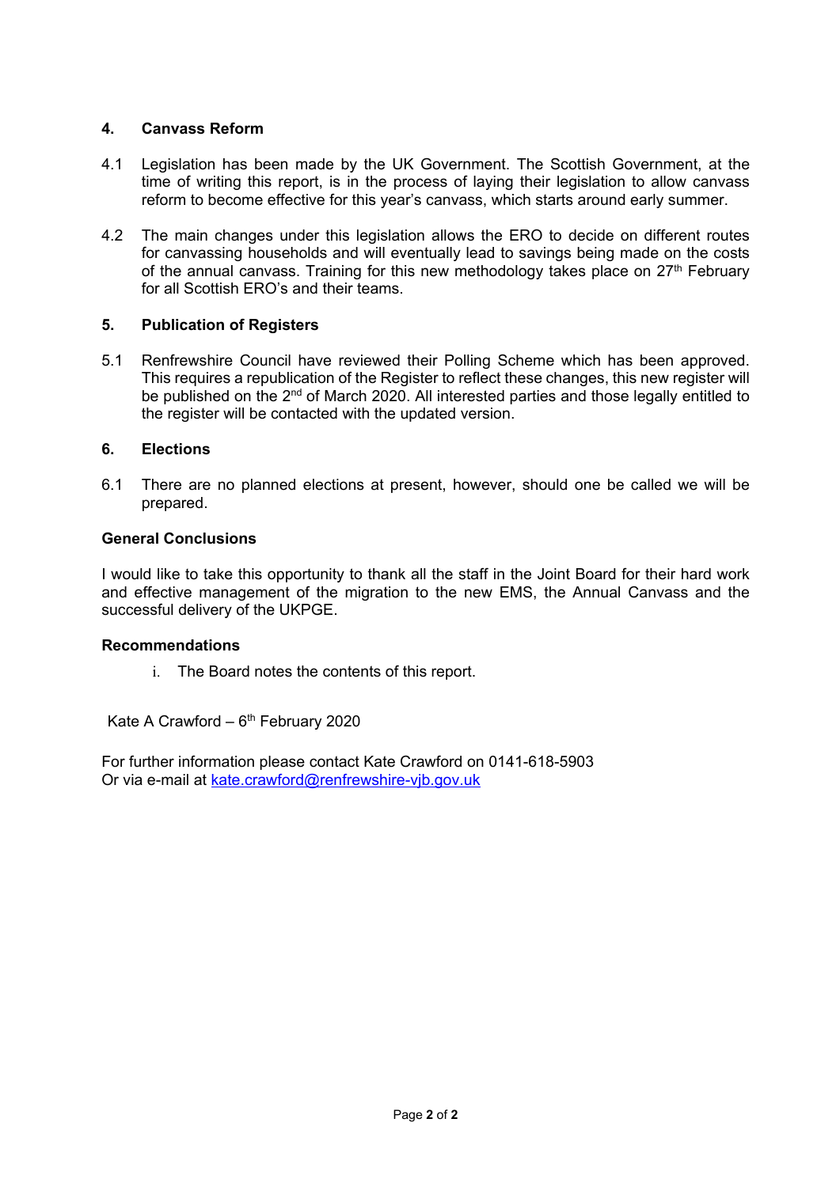## 4. Canvass Reform

4.1 Legislation has been made by the UK Government. The Scottish Government, at the time of writing this report, is in the process of laying their legislation to allow canvass reform to become effective for this year's canvass, which starts around early summer.

4.2 The main changes under this legislation allows the ERO to decide on different routes for canvassing households and will eventually lead to savings being made on the costs of the annual canvass. Training for this new methodology takes place on 27th February for all Scottish ERO's and their teams.

## 5. Publication of Registers

5.1 Renfrewshire Council have reviewed their Polling Scheme which has been approved. This requires a republication of the Register to reflect these changes, this new register will be published on the 2nd of March 2020. All interested parties and those legally entitled to the register will be contacted with the updated version.

## 6. Elections

6.1 There are no planned elections at present, however, should one be called we will be prepared.

### General Conclusions

I would like to take this opportunity to thank all the staff in the Joint Board for their hard work and effective management of the migration to the new EMS, the Annual Canvass and the successful delivery of the UKPGE.

### Recommendations

i. The Board notes the contents of this report.

Kate A Crawford – 6th February 2020

For further information please contact Kate Crawford on 0141-618-5903
Or via e-mail at kate.crawford@renfrewshire-vjb.gov.uk